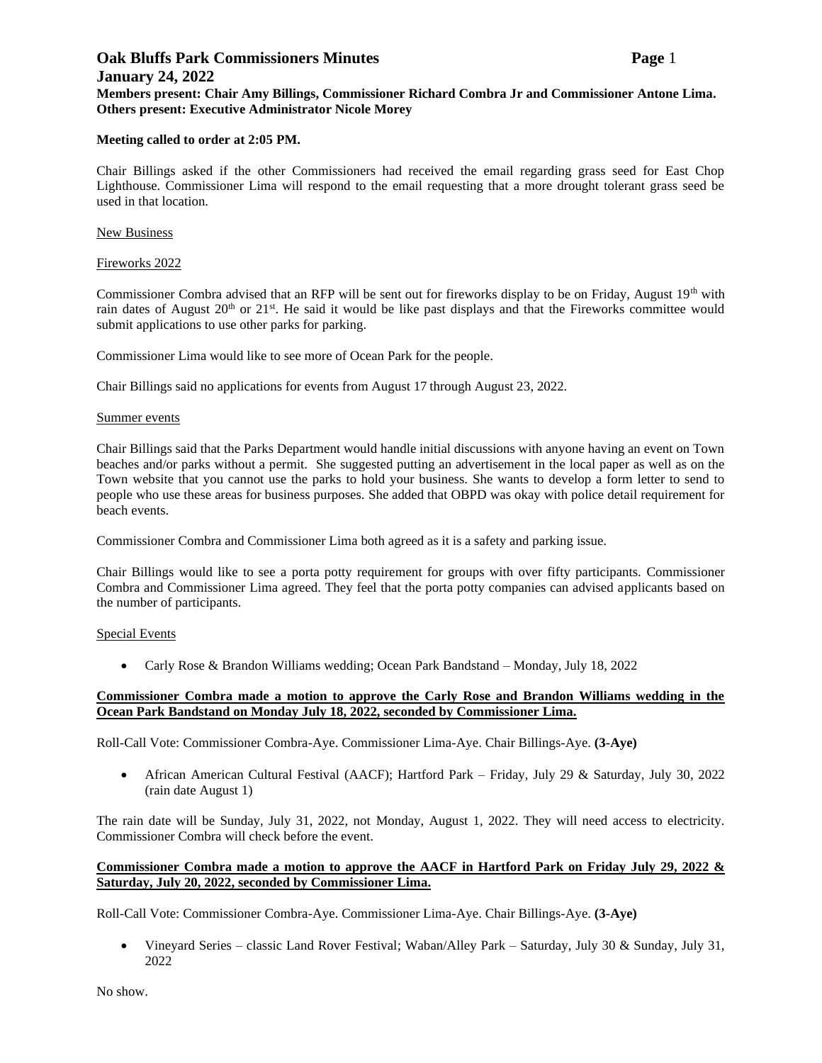# Oak Bluffs Park Commissioners Minutes

## January 24, 2022

**Members present: Chair Amy Billings, Commissioner Richard Combra Jr and Commissioner Antone Lima.**
**Others present: Executive Administrator Nicole Morey**

**Meeting called to order at 2:05 PM.**

Chair Billings asked if the other Commissioners had received the email regarding grass seed for East Chop Lighthouse. Commissioner Lima will respond to the email requesting that a more drought tolerant grass seed be used in that location.

New Business

Fireworks 2022

Commissioner Combra advised that an RFP will be sent out for fireworks display to be on Friday, August 19th with rain dates of August 20th or 21st. He said it would be like past displays and that the Fireworks committee would submit applications to use other parks for parking.

Commissioner Lima would like to see more of Ocean Park for the people.

Chair Billings said no applications for events from August 17 through August 23, 2022.

Summer events

Chair Billings said that the Parks Department would handle initial discussions with anyone having an event on Town beaches and/or parks without a permit. She suggested putting an advertisement in the local paper as well as on the Town website that you cannot use the parks to hold your business. She wants to develop a form letter to send to people who use these areas for business purposes. She added that OBPD was okay with police detail requirement for beach events.

Commissioner Combra and Commissioner Lima both agreed as it is a safety and parking issue.

Chair Billings would like to see a porta potty requirement for groups with over fifty participants. Commissioner Combra and Commissioner Lima agreed. They feel that the porta potty companies can advised applicants based on the number of participants.

Special Events

- Carly Rose & Brandon Williams wedding; Ocean Park Bandstand – Monday, July 18, 2022

**Commissioner Combra made a motion to approve the Carly Rose and Brandon Williams wedding in the Ocean Park Bandstand on Monday July 18, 2022, seconded by Commissioner Lima.**

Roll-Call Vote: Commissioner Combra-Aye. Commissioner Lima-Aye. Chair Billings-Aye. **(3-Aye)**

- African American Cultural Festival (AACF); Hartford Park – Friday, July 29 & Saturday, July 30, 2022 (rain date August 1)

The rain date will be Sunday, July 31, 2022, not Monday, August 1, 2022. They will need access to electricity. Commissioner Combra will check before the event.

**Commissioner Combra made a motion to approve the AACF in Hartford Park on Friday July 29, 2022 & Saturday, July 20, 2022, seconded by Commissioner Lima.**

Roll-Call Vote: Commissioner Combra-Aye. Commissioner Lima-Aye. Chair Billings-Aye. **(3-Aye)**

- Vineyard Series – classic Land Rover Festival; Waban/Alley Park – Saturday, July 30 & Sunday, July 31, 2022

No show.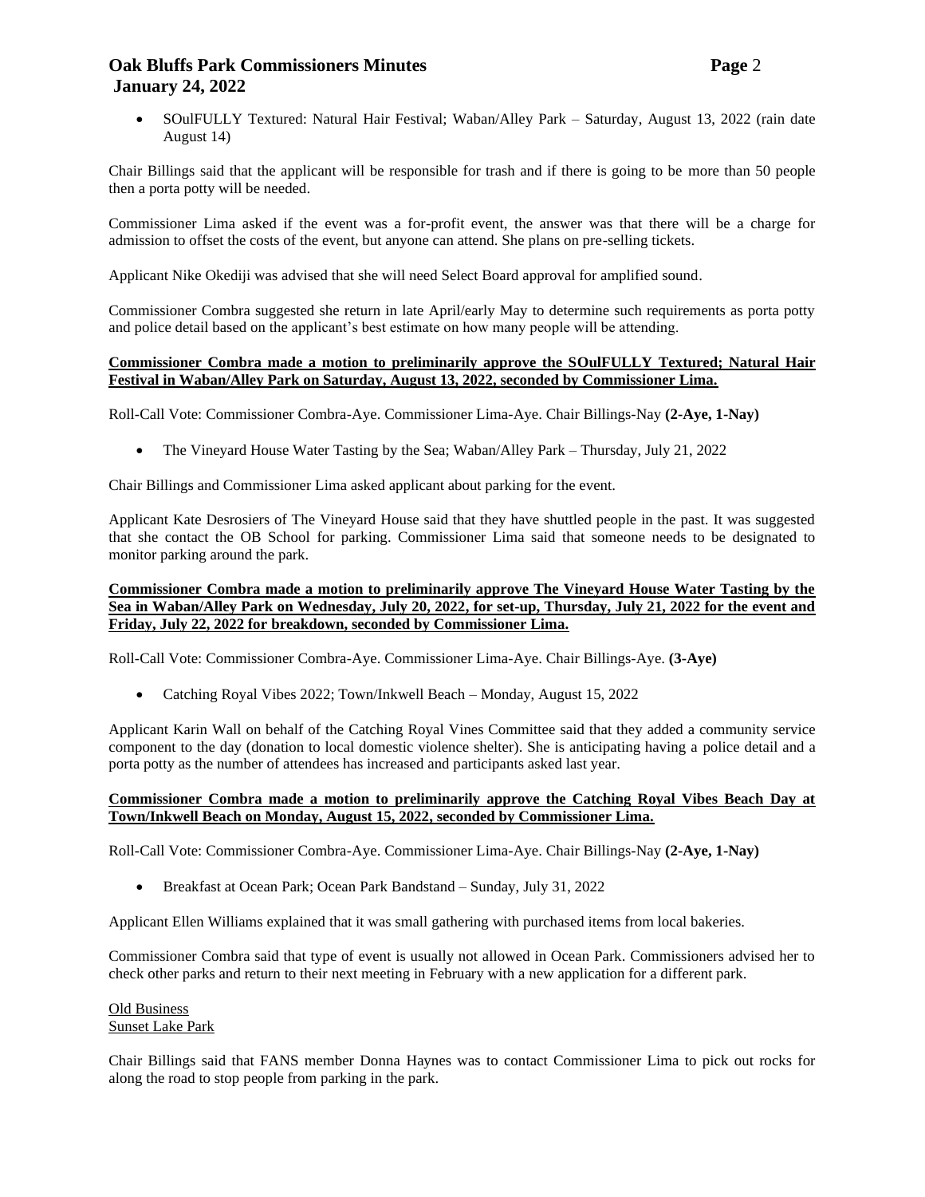- SOulFULLY Textured: Natural Hair Festival; Waban/Alley Park – Saturday, August 13, 2022 (rain date August 14)

Chair Billings said that the applicant will be responsible for trash and if there is going to be more than 50 people then a porta potty will be needed.

Commissioner Lima asked if the event was a for-profit event, the answer was that there will be a charge for admission to offset the costs of the event, but anyone can attend. She plans on pre-selling tickets.

Applicant Nike Okediji was advised that she will need Select Board approval for amplified sound.

Commissioner Combra suggested she return in late April/early May to determine such requirements as porta potty and police detail based on the applicant's best estimate on how many people will be attending.

**Commissioner Combra made a motion to preliminarily approve the SOulFULLY Textured; Natural Hair Festival in Waban/Alley Park on Saturday, August 13, 2022, seconded by Commissioner Lima.**

Roll-Call Vote: Commissioner Combra-Aye. Commissioner Lima-Aye. Chair Billings-Nay **(2-Aye, 1-Nay)**

- The Vineyard House Water Tasting by the Sea; Waban/Alley Park – Thursday, July 21, 2022

Chair Billings and Commissioner Lima asked applicant about parking for the event.

Applicant Kate Desrosiers of The Vineyard House said that they have shuttled people in the past. It was suggested that she contact the OB School for parking. Commissioner Lima said that someone needs to be designated to monitor parking around the park.

**Commissioner Combra made a motion to preliminarily approve The Vineyard House Water Tasting by the Sea in Waban/Alley Park on Wednesday, July 20, 2022, for set-up, Thursday, July 21, 2022 for the event and Friday, July 22, 2022 for breakdown, seconded by Commissioner Lima.**

Roll-Call Vote: Commissioner Combra-Aye. Commissioner Lima-Aye. Chair Billings-Aye. **(3-Aye)**

- Catching Royal Vibes 2022; Town/Inkwell Beach – Monday, August 15, 2022

Applicant Karin Wall on behalf of the Catching Royal Vines Committee said that they added a community service component to the day (donation to local domestic violence shelter). She is anticipating having a police detail and a porta potty as the number of attendees has increased and participants asked last year.

**Commissioner Combra made a motion to preliminarily approve the Catching Royal Vibes Beach Day at Town/Inkwell Beach on Monday, August 15, 2022, seconded by Commissioner Lima.**

Roll-Call Vote: Commissioner Combra-Aye. Commissioner Lima-Aye. Chair Billings-Nay **(2-Aye, 1-Nay)**

- Breakfast at Ocean Park; Ocean Park Bandstand – Sunday, July 31, 2022

Applicant Ellen Williams explained that it was small gathering with purchased items from local bakeries.

Commissioner Combra said that type of event is usually not allowed in Ocean Park. Commissioners advised her to check other parks and return to their next meeting in February with a new application for a different park.

Old Business

Sunset Lake Park

Chair Billings said that FANS member Donna Haynes was to contact Commissioner Lima to pick out rocks for along the road to stop people from parking in the park.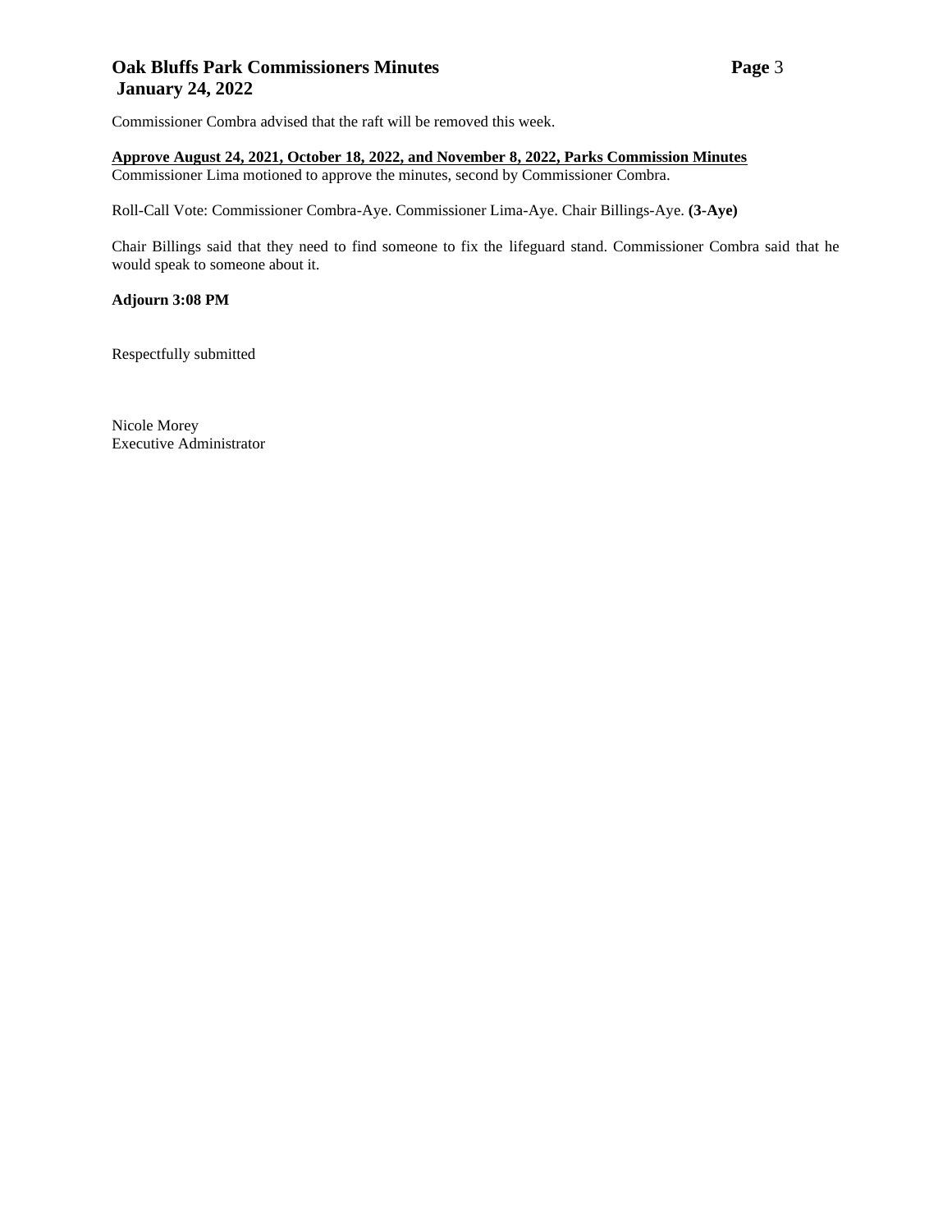Commissioner Combra advised that the raft will be removed this week.

**Approve August 24, 2021, October 18, 2022, and November 8, 2022, Parks Commission Minutes**

Commissioner Lima motioned to approve the minutes, second by Commissioner Combra.

Roll-Call Vote: Commissioner Combra-Aye. Commissioner Lima-Aye. Chair Billings-Aye. **(3-Aye)**

Chair Billings said that they need to find someone to fix the lifeguard stand. Commissioner Combra said that he would speak to someone about it.

**Adjourn 3:08 PM**

Respectfully submitted

Nicole Morey
Executive Administrator